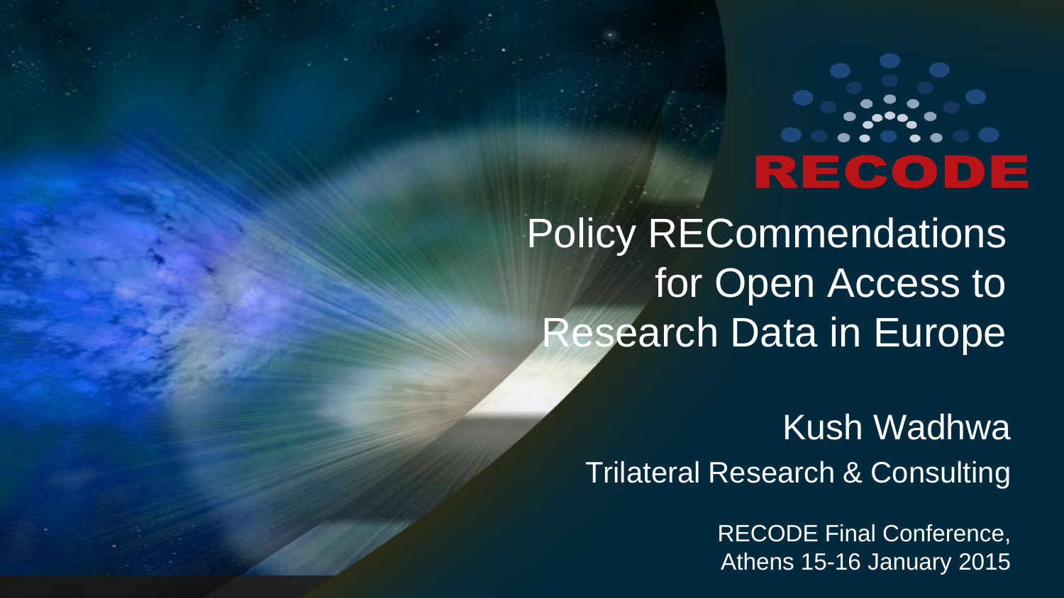RECODE

# Policy REcommendations for Open Access to Research Data in Europe

Kush Wadhwa

Trilateral Research & Consulting

RECODE Final Conference, Athens 15-16 January 2015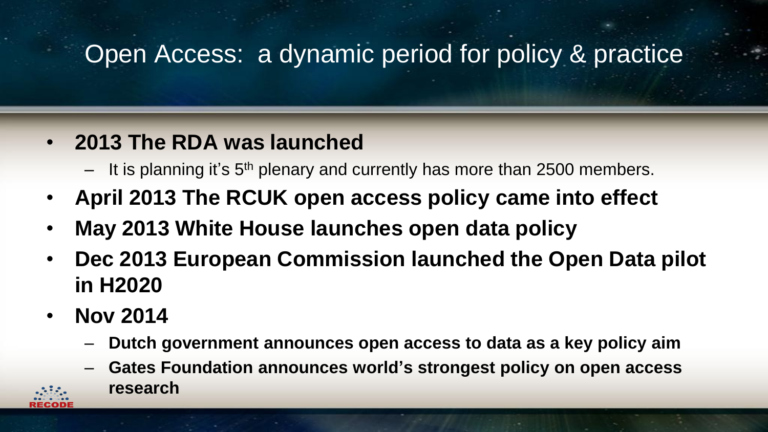# Open Access: a dynamic period for policy & practice

- **2013 The RDA was launched**
  - It is planning it's 5th plenary and currently has more than 2500 members.
- **April 2013 The RCUK open access policy came into effect**
- **May 2013 White House launches open data policy**
- **Dec 2013 European Commission launched the Open Data pilot in H2020**
- **Nov 2014**
  - **Dutch government announces open access to data as a key policy aim**
  - **Gates Foundation announces world's strongest policy on open access research**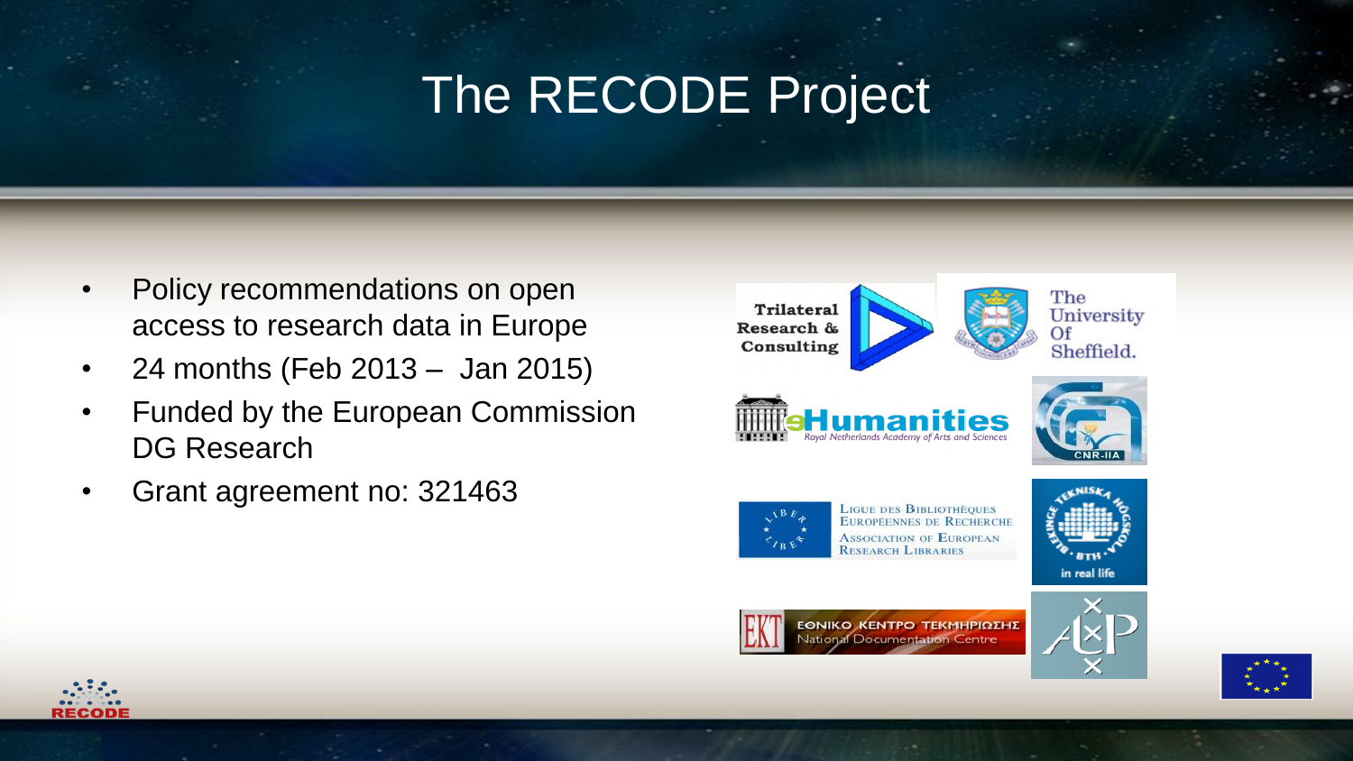# The RECODE Project

- Policy recommendations on open access to research data in Europe
- 24 months (Feb 2013 – Jan 2015)
- Funded by the European Commission DG Research
- Grant agreement no: 321463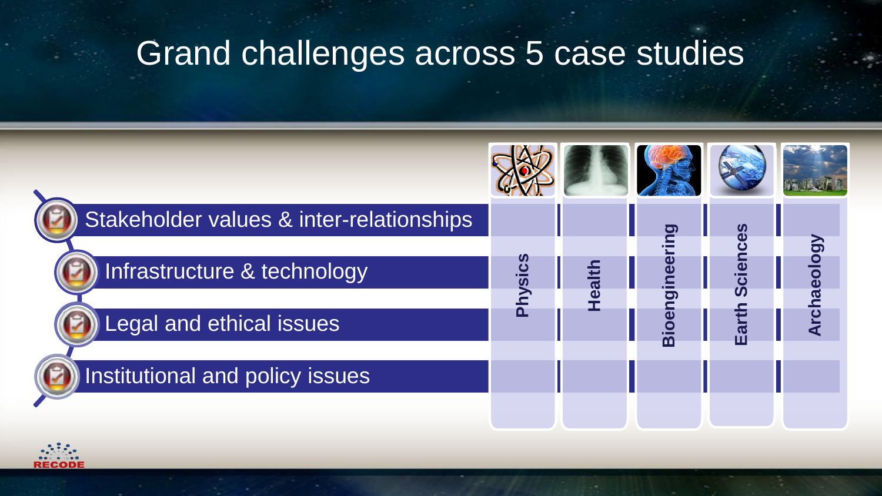# Grand challenges across 5 case studies

| | Physics | Health | Bioengineering | Earth Sciences | Archaeology |
|---|---|---|---|---|---|
| Stakeholder values & inter-relationships | | | | | |
| Infrastructure & technology | | | | | |
| Legal and ethical issues | | | | | |
| Institutional and policy issues | | | | | |

RECODE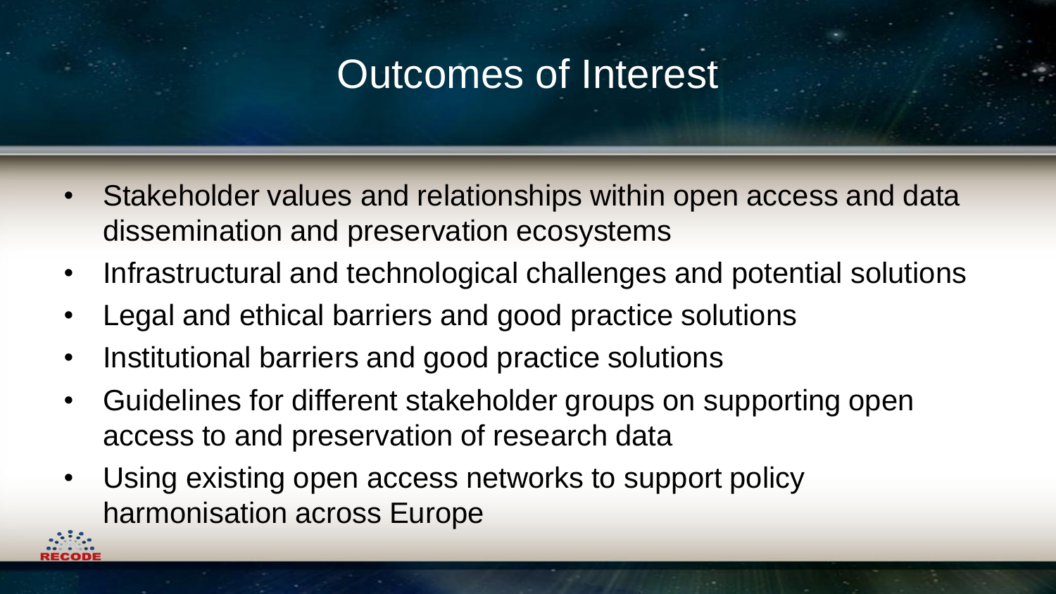# Outcomes of Interest

- Stakeholder values and relationships within open access and data dissemination and preservation ecosystems
- Infrastructural and technological challenges and potential solutions
- Legal and ethical barriers and good practice solutions
- Institutional barriers and good practice solutions
- Guidelines for different stakeholder groups on supporting open access to and preservation of research data
- Using existing open access networks to support policy harmonisation across Europe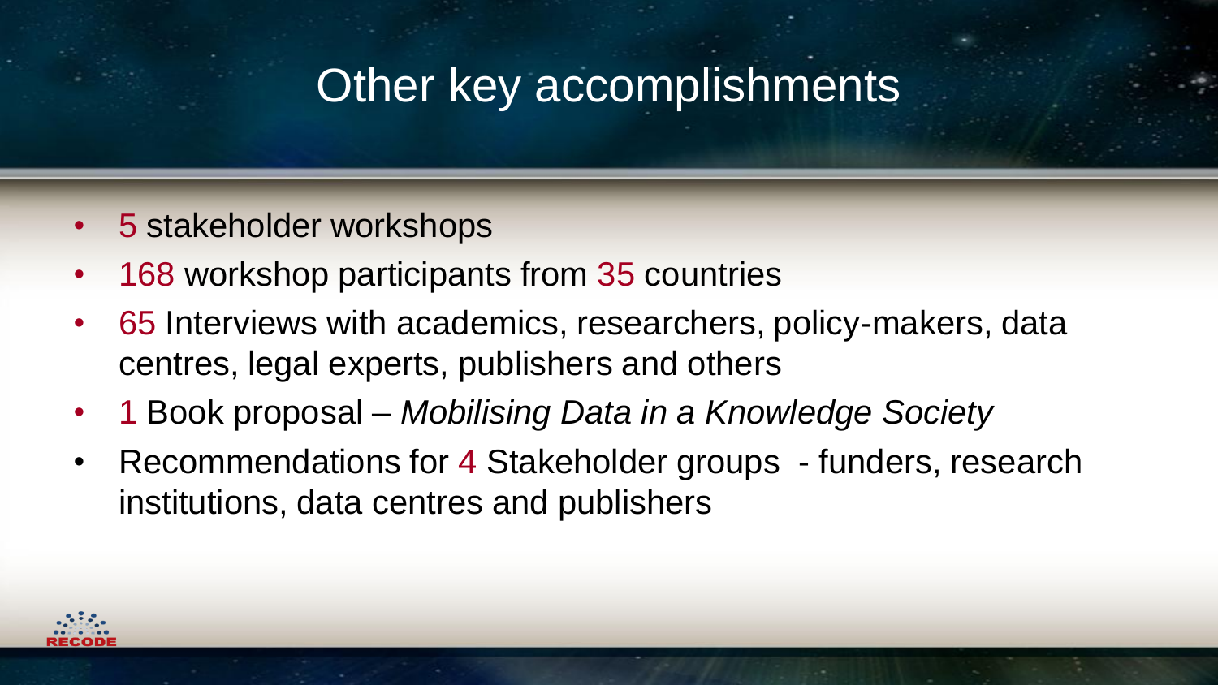# Other key accomplishments

- 5 stakeholder workshops
- 168 workshop participants from 35 countries
- 65 Interviews with academics, researchers, policy-makers, data centres, legal experts, publishers and others
- 1 Book proposal – *Mobilising Data in a Knowledge Society*
- Recommendations for 4 Stakeholder groups - funders, research institutions, data centres and publishers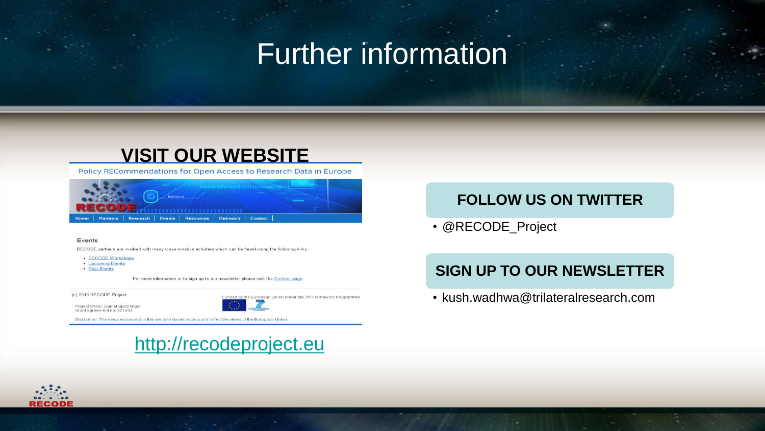# Further information

## VISIT OUR WEBSITE

Policy RECommendations for Open Access to Research Data in Europe

RECODE

Home | Partners | Research | Events | Resources | Outreach | Contact

Events

RECODE partners are involved with many dissemination activities which can be found using the following links:

- RECODE Workshops
- Upcoming Events
- Past Events

For more information or to sign up to our newsletter please visit the Contact page.

(c) 2013 RECODE Project

Project officer: Daniel Spichtinger
Grant agreement no: 321463

Funded by the European Union under the 7th Framework Programme

Disclaimer: The views expressed in this website do not necessarily reflect the views of the European Union.

http://recodeproject.eu

## FOLLOW US ON TWITTER

- @RECODE_Project

## SIGN UP TO OUR NEWSLETTER

- kush.wadhwa@trilateralresearch.com